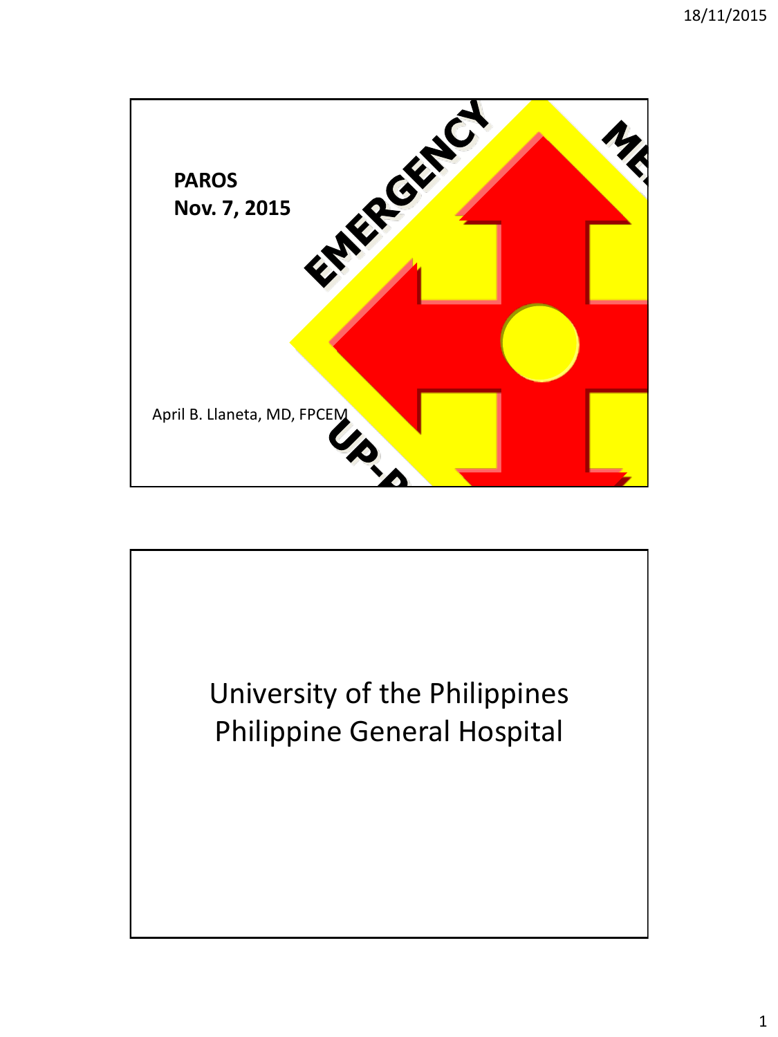**PAROS**
**Nov. 7, 2015**

EMERGENCY ME

UP-P

April B. Llaneta, MD, FPCEM

University of the Philippines
Philippine General Hospital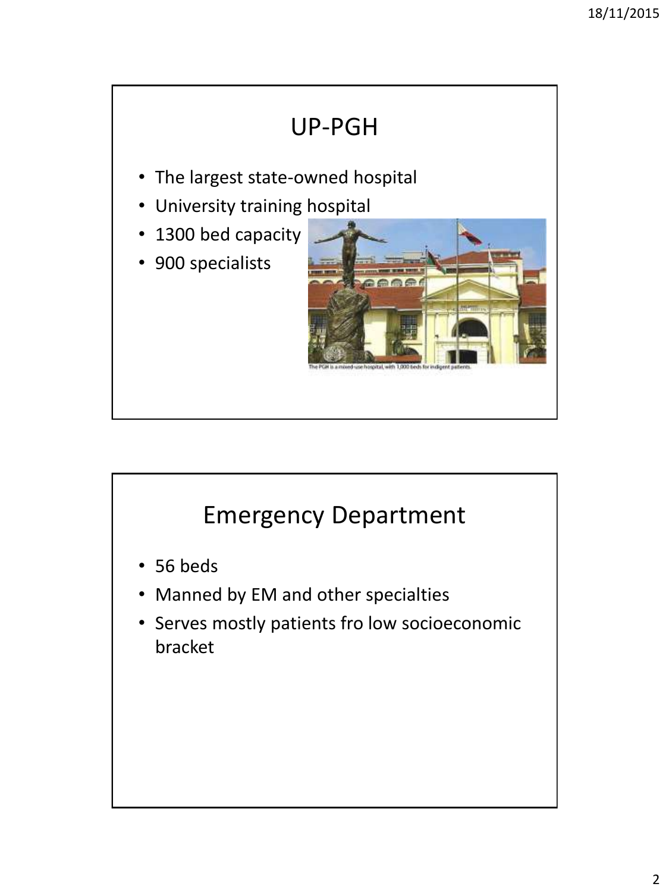## UP-PGH

- The largest state-owned hospital
- University training hospital
- 1300 bed capacity
- 900 specialists

The PGH is a mixed-use hospital, with 1,000 beds for indigent patients.

## Emergency Department

- 56 beds
- Manned by EM and other specialties
- Serves mostly patients fro low socioeconomic bracket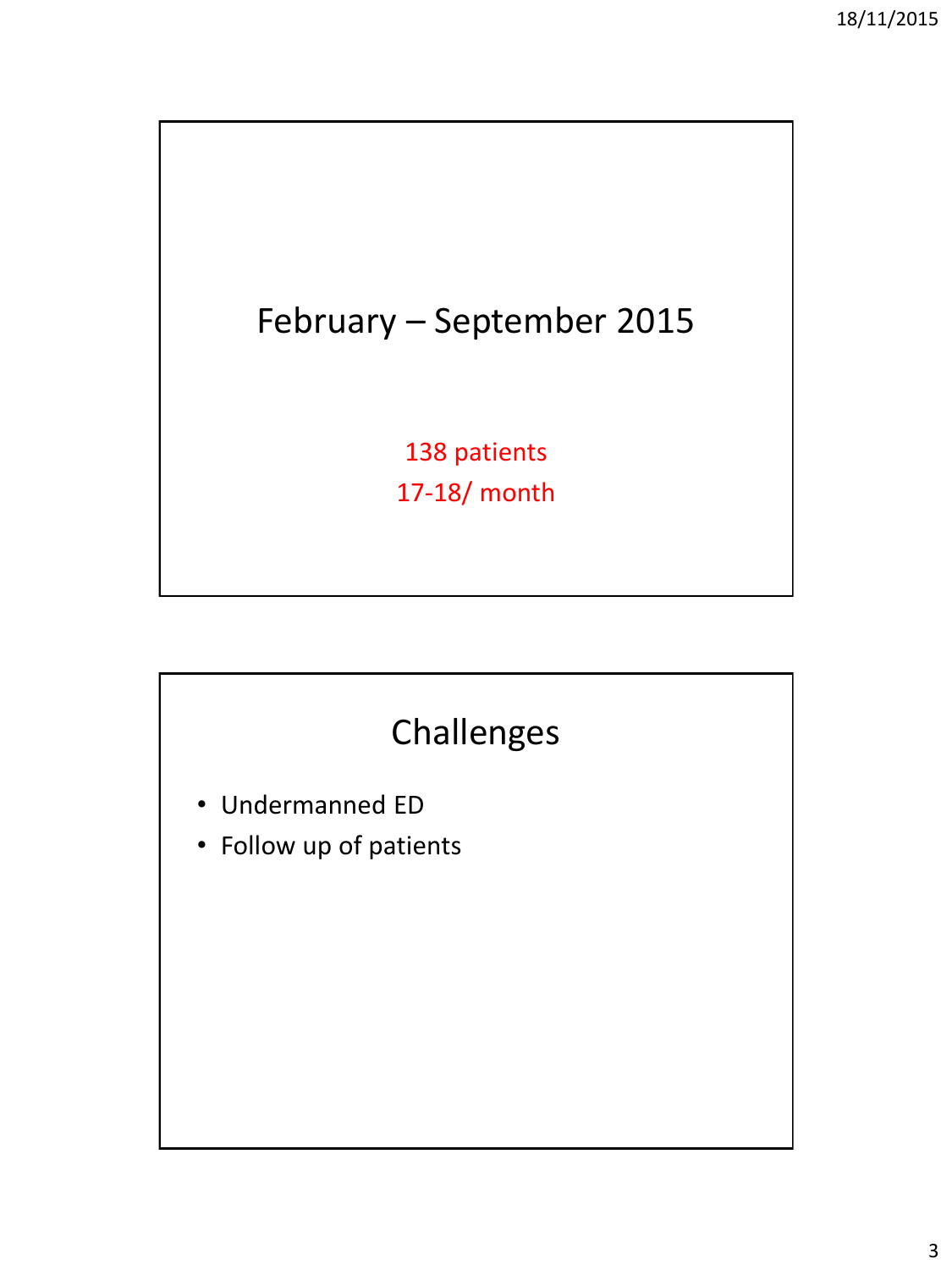## February – September 2015

138 patients

17-18/ month

## Challenges

- Undermanned ED
- Follow up of patients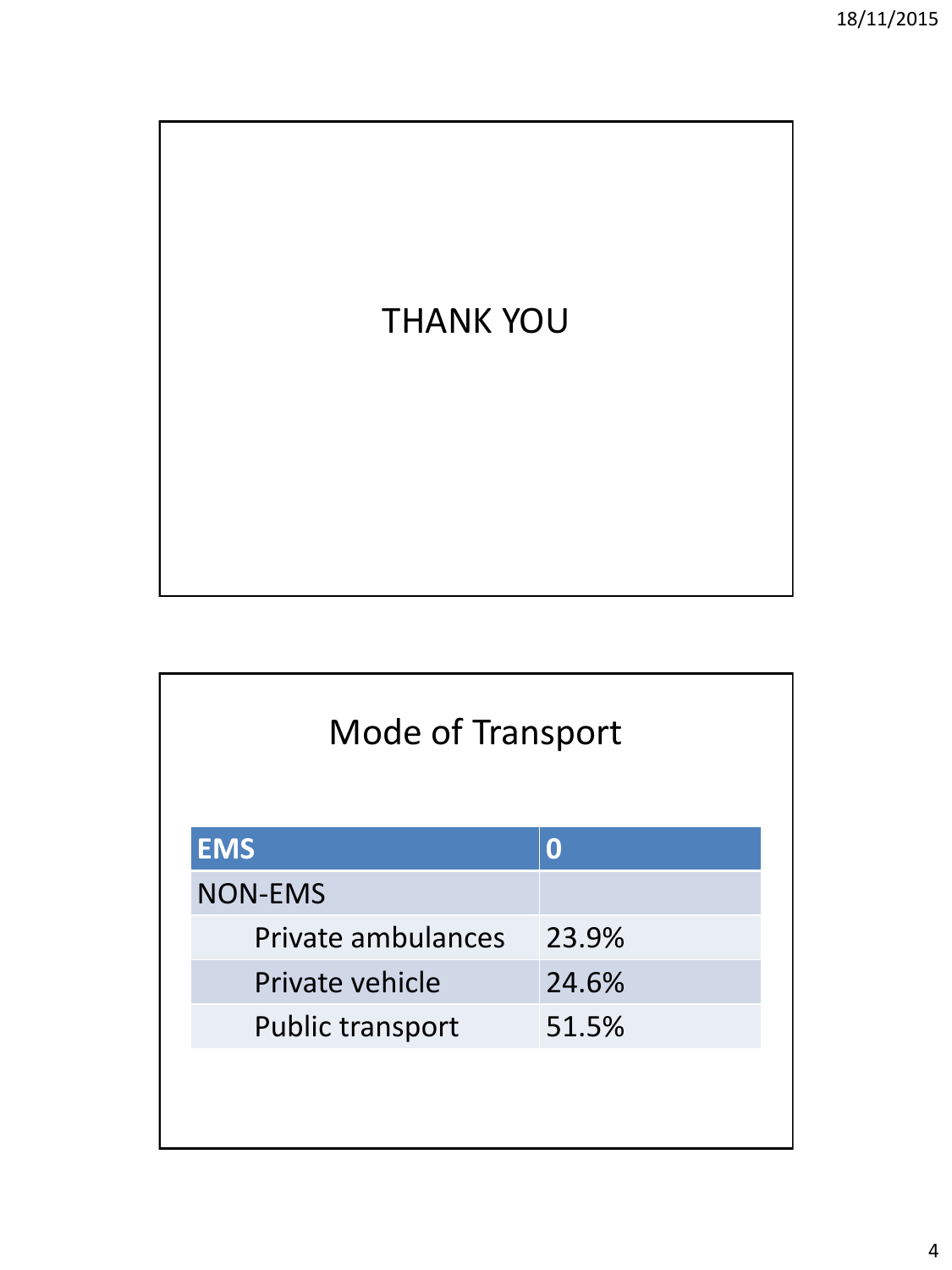THANK YOU

## Mode of Transport

| EMS | 0 |
|---|---|
| NON-EMS | |
| Private ambulances | 23.9% |
| Private vehicle | 24.6% |
| Public transport | 51.5% |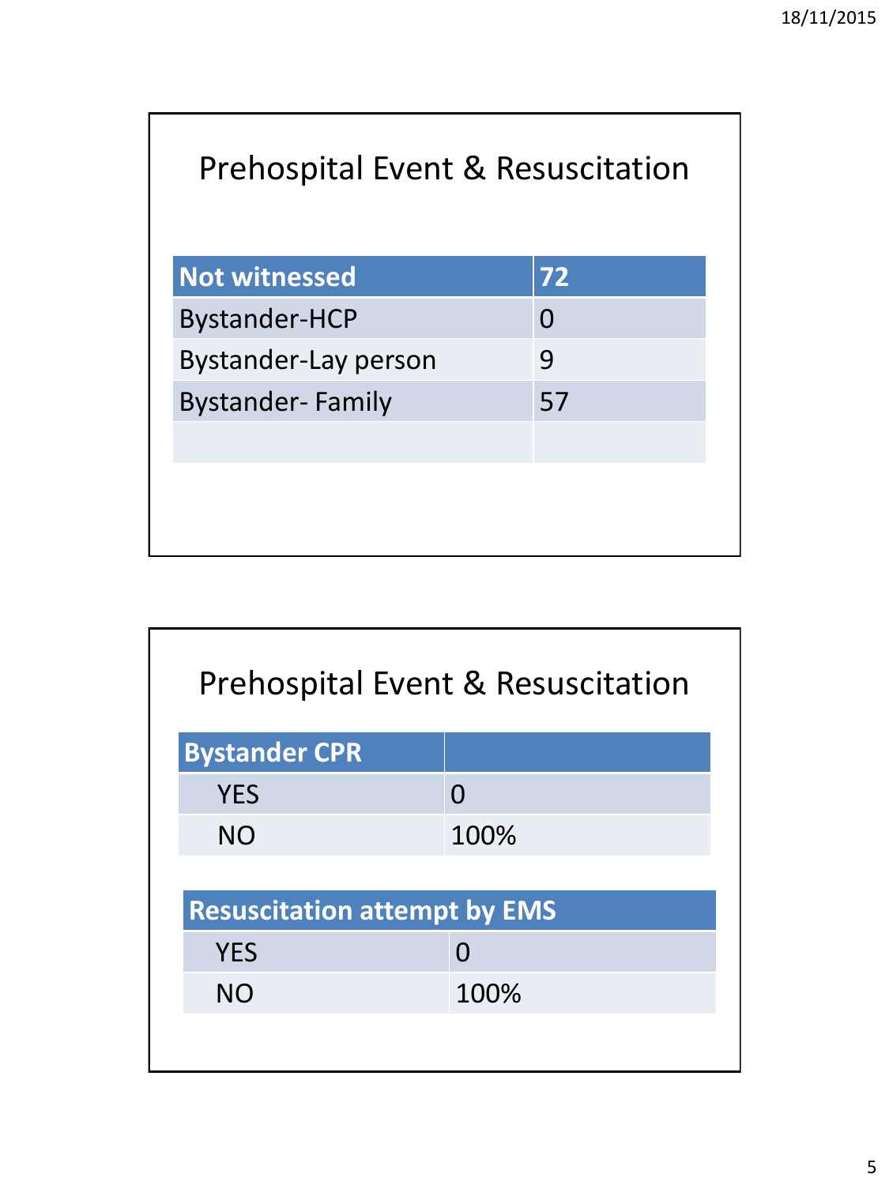## Prehospital Event & Resuscitation

| Not witnessed | 72 |
|---|---|
| Bystander-HCP | 0 |
| Bystander-Lay person | 9 |
| Bystander- Family | 57 |
| | |

## Prehospital Event & Resuscitation

| Bystander CPR | |
|---|---|
| YES | 0 |
| NO | 100% |

| Resuscitation attempt by EMS | |
|---|---|
| YES | 0 |
| NO | 100% |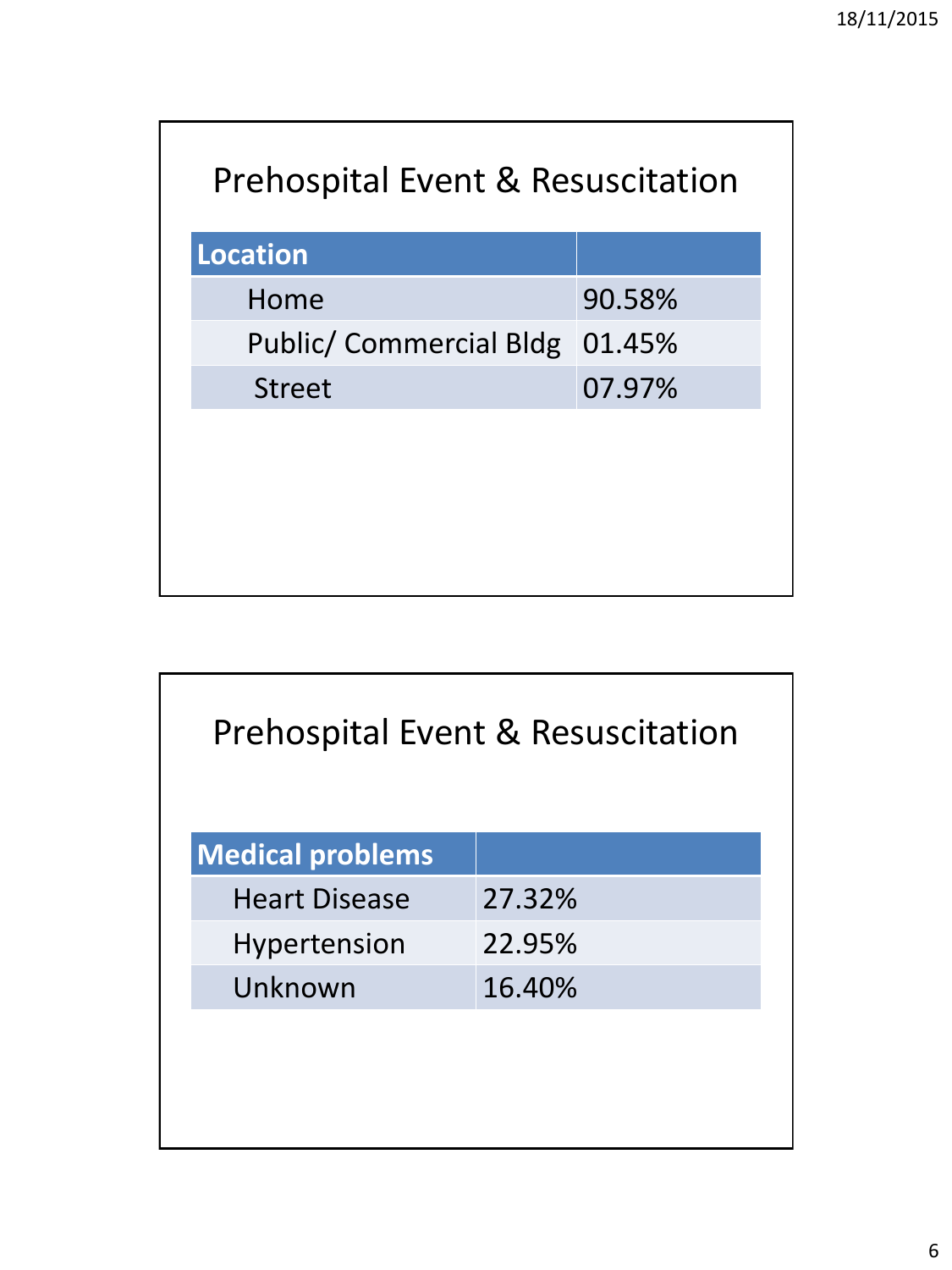## Prehospital Event & Resuscitation

| Location | |
|---|---|
| Home | 90.58% |
| Public/ Commercial Bldg | 01.45% |
| Street | 07.97% |

## Prehospital Event & Resuscitation

| Medical problems | |
|---|---|
| Heart Disease | 27.32% |
| Hypertension | 22.95% |
| Unknown | 16.40% |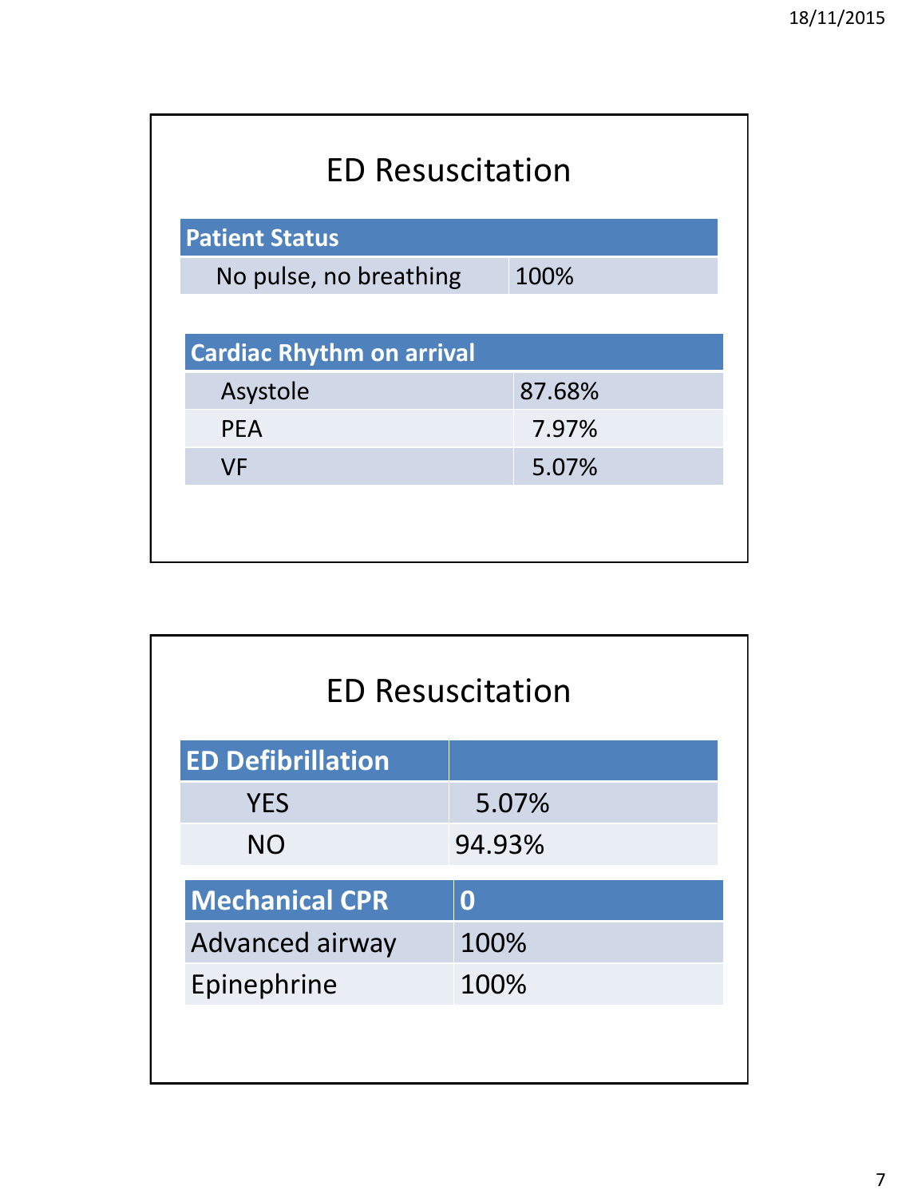## ED Resuscitation

| Patient Status | |
|---|---|
| No pulse, no breathing | 100% |

| Cardiac Rhythm on arrival | |
|---|---|
| Asystole | 87.68% |
| PEA | 7.97% |
| VF | 5.07% |

## ED Resuscitation

| ED Defibrillation | |
|---|---|
| YES | 5.07% |
| NO | 94.93% |

| Mechanical CPR | 0 |
|---|---|
| Advanced airway | 100% |
| Epinephrine | 100% |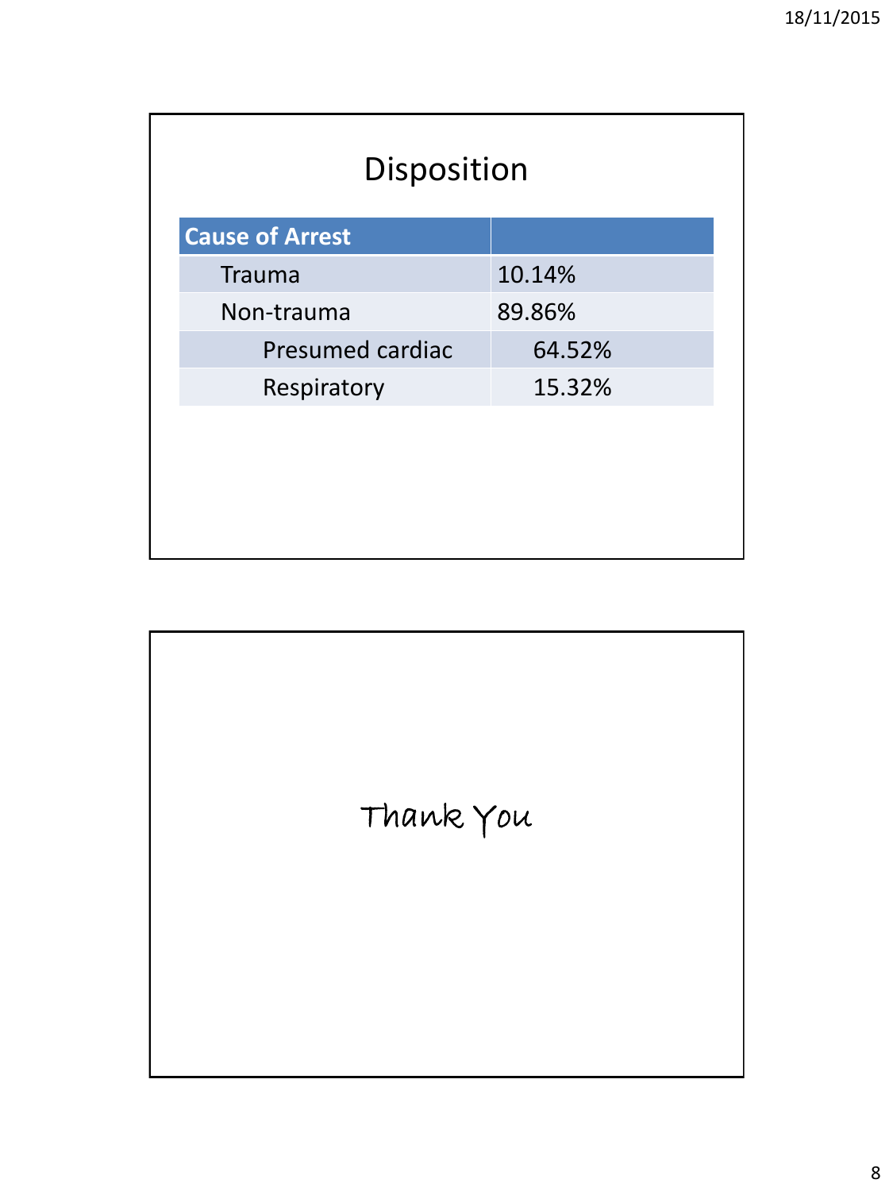## Disposition

| Cause of Arrest | |
|---|---|
| Trauma | 10.14% |
| Non-trauma | 89.86% |
| Presumed cardiac | 64.52% |
| Respiratory | 15.32% |

Thank You